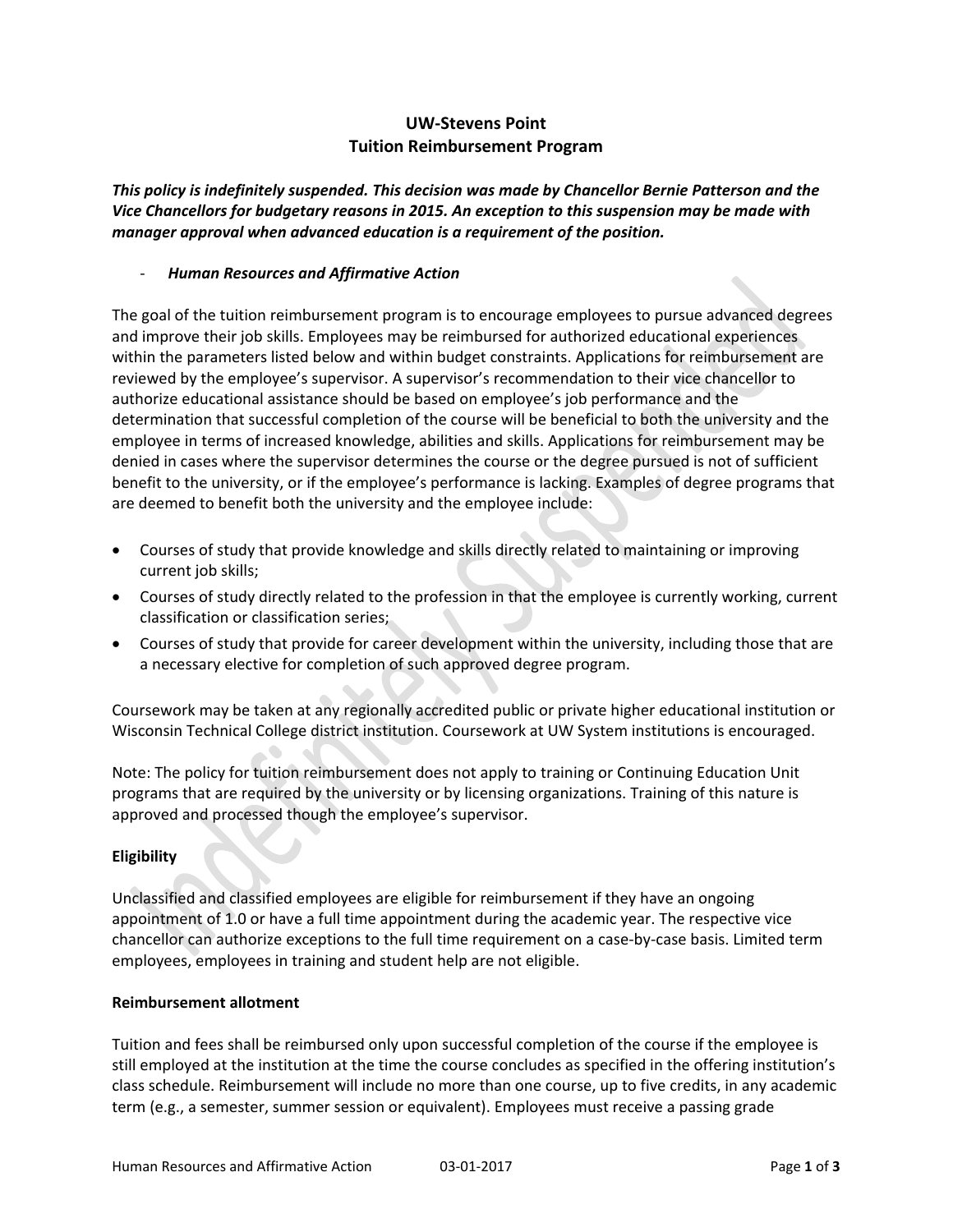# UW-Stevens Point
# Tuition Reimbursement Program

***This policy is indefinitely suspended. This decision was made by Chancellor Bernie Patterson and the Vice Chancellors for budgetary reasons in 2015. An exception to this suspension may be made with manager approval when advanced education is a requirement of the position.***

- ***Human Resources and Affirmative Action***

The goal of the tuition reimbursement program is to encourage employees to pursue advanced degrees and improve their job skills. Employees may be reimbursed for authorized educational experiences within the parameters listed below and within budget constraints. Applications for reimbursement are reviewed by the employee's supervisor. A supervisor's recommendation to their vice chancellor to authorize educational assistance should be based on employee's job performance and the determination that successful completion of the course will be beneficial to both the university and the employee in terms of increased knowledge, abilities and skills. Applications for reimbursement may be denied in cases where the supervisor determines the course or the degree pursued is not of sufficient benefit to the university, or if the employee's performance is lacking. Examples of degree programs that are deemed to benefit both the university and the employee include:

- Courses of study that provide knowledge and skills directly related to maintaining or improving current job skills;
- Courses of study directly related to the profession in that the employee is currently working, current classification or classification series;
- Courses of study that provide for career development within the university, including those that are a necessary elective for completion of such approved degree program.

Coursework may be taken at any regionally accredited public or private higher educational institution or Wisconsin Technical College district institution. Coursework at UW System institutions is encouraged.

Note: The policy for tuition reimbursement does not apply to training or Continuing Education Unit programs that are required by the university or by licensing organizations. Training of this nature is approved and processed though the employee's supervisor.

**Eligibility**

Unclassified and classified employees are eligible for reimbursement if they have an ongoing appointment of 1.0 or have a full time appointment during the academic year. The respective vice chancellor can authorize exceptions to the full time requirement on a case-by-case basis. Limited term employees, employees in training and student help are not eligible.

**Reimbursement allotment**

Tuition and fees shall be reimbursed only upon successful completion of the course if the employee is still employed at the institution at the time the course concludes as specified in the offering institution's class schedule. Reimbursement will include no more than one course, up to five credits, in any academic term (e.g., a semester, summer session or equivalent). Employees must receive a passing grade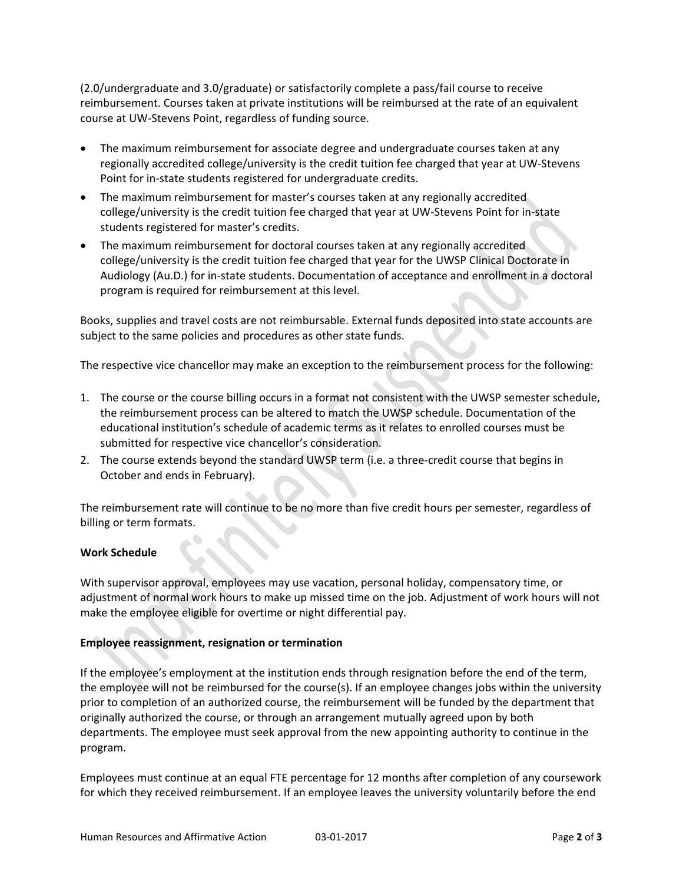(2.0/undergraduate and 3.0/graduate) or satisfactorily complete a pass/fail course to receive reimbursement. Courses taken at private institutions will be reimbursed at the rate of an equivalent course at UW-Stevens Point, regardless of funding source.

- The maximum reimbursement for associate degree and undergraduate courses taken at any regionally accredited college/university is the credit tuition fee charged that year at UW-Stevens Point for in-state students registered for undergraduate credits.
- The maximum reimbursement for master's courses taken at any regionally accredited college/university is the credit tuition fee charged that year at UW-Stevens Point for in-state students registered for master's credits.
- The maximum reimbursement for doctoral courses taken at any regionally accredited college/university is the credit tuition fee charged that year for the UWSP Clinical Doctorate in Audiology (Au.D.) for in-state students. Documentation of acceptance and enrollment in a doctoral program is required for reimbursement at this level.

Books, supplies and travel costs are not reimbursable. External funds deposited into state accounts are subject to the same policies and procedures as other state funds.

The respective vice chancellor may make an exception to the reimbursement process for the following:

1. The course or the course billing occurs in a format not consistent with the UWSP semester schedule, the reimbursement process can be altered to match the UWSP schedule. Documentation of the educational institution's schedule of academic terms as it relates to enrolled courses must be submitted for respective vice chancellor's consideration.
2. The course extends beyond the standard UWSP term (i.e. a three-credit course that begins in October and ends in February).

The reimbursement rate will continue to be no more than five credit hours per semester, regardless of billing or term formats.

**Work Schedule**

With supervisor approval, employees may use vacation, personal holiday, compensatory time, or adjustment of normal work hours to make up missed time on the job. Adjustment of work hours will not make the employee eligible for overtime or night differential pay.

**Employee reassignment, resignation or termination**

If the employee's employment at the institution ends through resignation before the end of the term, the employee will not be reimbursed for the course(s). If an employee changes jobs within the university prior to completion of an authorized course, the reimbursement will be funded by the department that originally authorized the course, or through an arrangement mutually agreed upon by both departments. The employee must seek approval from the new appointing authority to continue in the program.

Employees must continue at an equal FTE percentage for 12 months after completion of any coursework for which they received reimbursement. If an employee leaves the university voluntarily before the end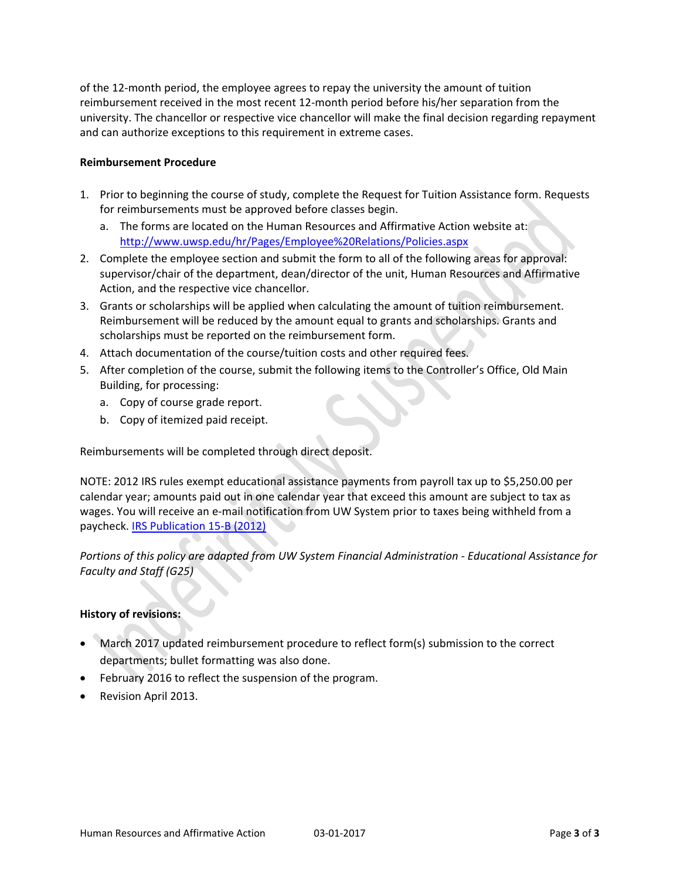of the 12-month period, the employee agrees to repay the university the amount of tuition reimbursement received in the most recent 12-month period before his/her separation from the university. The chancellor or respective vice chancellor will make the final decision regarding repayment and can authorize exceptions to this requirement in extreme cases.

**Reimbursement Procedure**

1. Prior to beginning the course of study, complete the Request for Tuition Assistance form. Requests for reimbursements must be approved before classes begin.
   a. The forms are located on the Human Resources and Affirmative Action website at: [http://www.uwsp.edu/hr/Pages/Employee%20Relations/Policies.aspx](http://www.uwsp.edu/hr/Pages/Employee%20Relations/Policies.aspx)
2. Complete the employee section and submit the form to all of the following areas for approval: supervisor/chair of the department, dean/director of the unit, Human Resources and Affirmative Action, and the respective vice chancellor.
3. Grants or scholarships will be applied when calculating the amount of tuition reimbursement. Reimbursement will be reduced by the amount equal to grants and scholarships. Grants and scholarships must be reported on the reimbursement form.
4. Attach documentation of the course/tuition costs and other required fees.
5. After completion of the course, submit the following items to the Controller's Office, Old Main Building, for processing:
   a. Copy of course grade report.
   b. Copy of itemized paid receipt.

Reimbursements will be completed through direct deposit.

NOTE: 2012 IRS rules exempt educational assistance payments from payroll tax up to $5,250.00 per calendar year; amounts paid out in one calendar year that exceed this amount are subject to tax as wages. You will receive an e-mail notification from UW System prior to taxes being withheld from a paycheck. IRS Publication 15-B (2012)

*Portions of this policy are adapted from UW System Financial Administration - Educational Assistance for Faculty and Staff (G25)*

**History of revisions:**

- March 2017 updated reimbursement procedure to reflect form(s) submission to the correct departments; bullet formatting was also done.
- February 2016 to reflect the suspension of the program.
- Revision April 2013.

Indefinitely Suspended